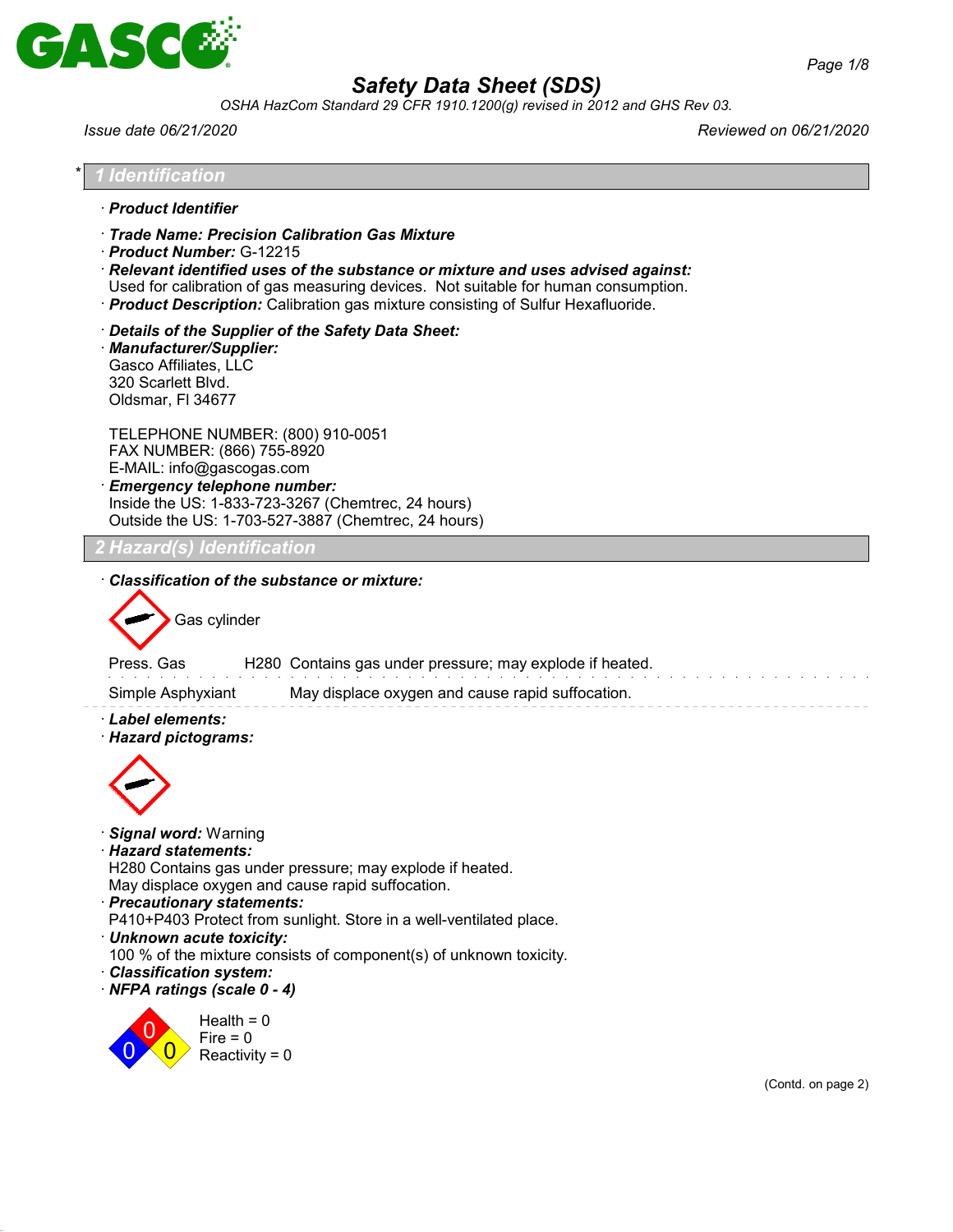# Safety Data Sheet (SDS)

*OSHA HazCom Standard 29 CFR 1910.1200(g) revised in 2012 and GHS Rev 03.*

*Issue date 06/21/2020* — *Reviewed on 06/21/2020*

## * 1 Identification

· **Product Identifier**

· **Trade Name: Precision Calibration Gas Mixture**
· **Product Number:** G-12215
· **Relevant identified uses of the substance or mixture and uses advised against:**
Used for calibration of gas measuring devices. Not suitable for human consumption.
· **Product Description:** Calibration gas mixture consisting of Sulfur Hexafluoride.

· **Details of the Supplier of the Safety Data Sheet:**
· **Manufacturer/Supplier:**
Gasco Affiliates, LLC
320 Scarlett Blvd.
Oldsmar, Fl 34677

TELEPHONE NUMBER: (800) 910-0051
FAX NUMBER: (866) 755-8920
E-MAIL: info@gascogas.com
· **Emergency telephone number:**
Inside the US: 1-833-723-3267 (Chemtrec, 24 hours)
Outside the US: 1-703-527-3887 (Chemtrec, 24 hours)

## 2 Hazard(s) Identification

· **Classification of the substance or mixture:**

Gas cylinder

| | | |
|---|---|---|
| Press. Gas | H280 | Contains gas under pressure; may explode if heated. |
| Simple Asphyxiant | | May displace oxygen and cause rapid suffocation. |

· **Label elements:**
· **Hazard pictograms:**

· **Signal word:** Warning
· **Hazard statements:**
H280 Contains gas under pressure; may explode if heated.
May displace oxygen and cause rapid suffocation.
· **Precautionary statements:**
P410+P403 Protect from sunlight. Store in a well-ventilated place.
· **Unknown acute toxicity:**
100 % of the mixture consists of component(s) of unknown toxicity.
· **Classification system:**
· **NFPA ratings (scale 0 - 4)**

Health = 0
Fire = 0
Reactivity = 0

(Contd. on page 2)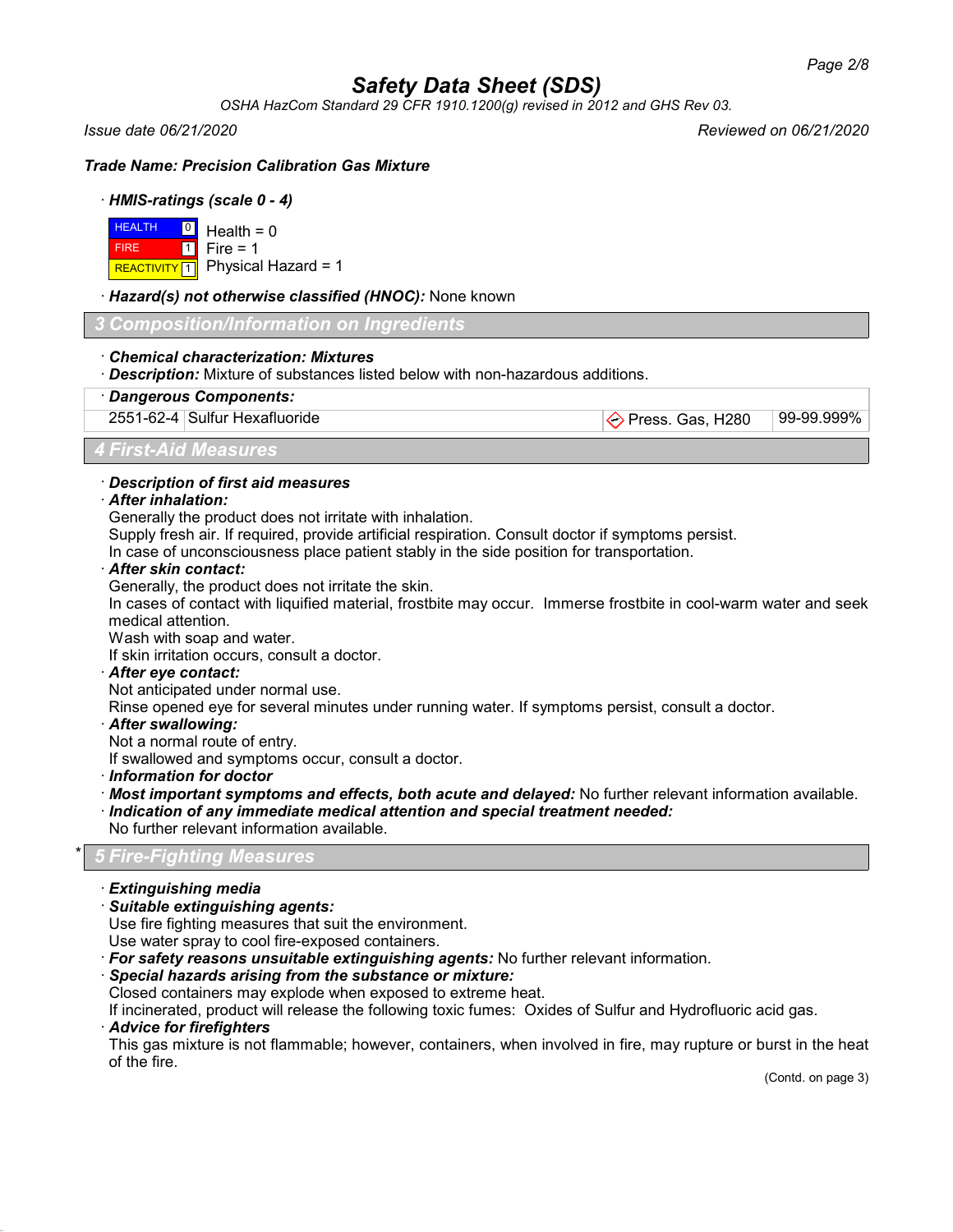# Safety Data Sheet (SDS)

*OSHA HazCom Standard 29 CFR 1910.1200(g) revised in 2012 and GHS Rev 03.*

*Issue date 06/21/2020* — *Reviewed on 06/21/2020*

***Trade Name: Precision Calibration Gas Mixture***

· ***HMIS-ratings (scale 0 - 4)***

| | | |
|---|---|---|
| HEALTH | 0 | Health = 0 |
| FIRE | 1 | Fire = 1 |
| REACTIVITY | 1 | Physical Hazard = 1 |

· ***Hazard(s) not otherwise classified (HNOC):*** None known

## 3 Composition/Information on Ingredients

· ***Chemical characterization: Mixtures***
· ***Description:*** Mixture of substances listed below with non-hazardous additions.

| · **Dangerous Components:** | | | |
|---|---|---|---|
| 2551-62-4 | Sulfur Hexafluoride | Press. Gas, H280 | 99-99.999% |

## 4 First-Aid Measures

· ***Description of first aid measures***
· ***After inhalation:***
Generally the product does not irritate with inhalation.
Supply fresh air. If required, provide artificial respiration. Consult doctor if symptoms persist.
In case of unconsciousness place patient stably in the side position for transportation.
· ***After skin contact:***
Generally, the product does not irritate the skin.
In cases of contact with liquified material, frostbite may occur. Immerse frostbite in cool-warm water and seek medical attention.
Wash with soap and water.
If skin irritation occurs, consult a doctor.
· ***After eye contact:***
Not anticipated under normal use.
Rinse opened eye for several minutes under running water. If symptoms persist, consult a doctor.
· ***After swallowing:***
Not a normal route of entry.
If swallowed and symptoms occur, consult a doctor.
· ***Information for doctor***
· ***Most important symptoms and effects, both acute and delayed:*** No further relevant information available.
· ***Indication of any immediate medical attention and special treatment needed:***
No further relevant information available.

## * 5 Fire-Fighting Measures

· ***Extinguishing media***
· ***Suitable extinguishing agents:***
Use fire fighting measures that suit the environment.
Use water spray to cool fire-exposed containers.
· ***For safety reasons unsuitable extinguishing agents:*** No further relevant information.
· ***Special hazards arising from the substance or mixture:***
Closed containers may explode when exposed to extreme heat.
If incinerated, product will release the following toxic fumes: Oxides of Sulfur and Hydrofluoric acid gas.
· ***Advice for firefighters***
This gas mixture is not flammable; however, containers, when involved in fire, may rupture or burst in the heat of the fire.

(Contd. on page 3)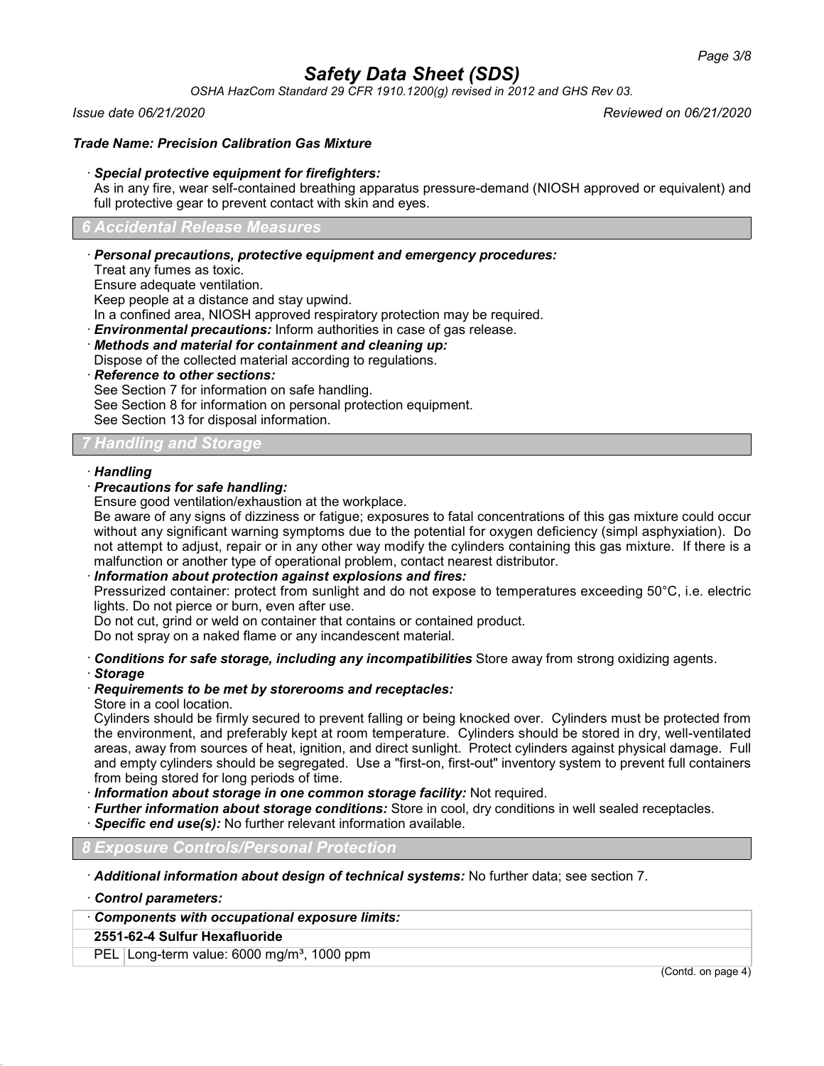## Trade Name: Precision Calibration Gas Mixture

· ***Special protective equipment for firefighters:***
As in any fire, wear self-contained breathing apparatus pressure-demand (NIOSH approved or equivalent) and full protective gear to prevent contact with skin and eyes.

## 6 Accidental Release Measures

· ***Personal precautions, protective equipment and emergency procedures:***
Treat any fumes as toxic.
Ensure adequate ventilation.
Keep people at a distance and stay upwind.
In a confined area, NIOSH approved respiratory protection may be required.
· ***Environmental precautions:*** Inform authorities in case of gas release.
· ***Methods and material for containment and cleaning up:***
Dispose of the collected material according to regulations.
· ***Reference to other sections:***
See Section 7 for information on safe handling.
See Section 8 for information on personal protection equipment.
See Section 13 for disposal information.

## 7 Handling and Storage

· ***Handling***
· ***Precautions for safe handling:***
Ensure good ventilation/exhaustion at the workplace.
Be aware of any signs of dizziness or fatigue; exposures to fatal concentrations of this gas mixture could occur without any significant warning symptoms due to the potential for oxygen deficiency (simpl asphyxiation). Do not attempt to adjust, repair or in any other way modify the cylinders containing this gas mixture. If there is a malfunction or another type of operational problem, contact nearest distributor.
· ***Information about protection against explosions and fires:***
Pressurized container: protect from sunlight and do not expose to temperatures exceeding 50°C, i.e. electric lights. Do not pierce or burn, even after use.
Do not cut, grind or weld on container that contains or contained product.
Do not spray on a naked flame or any incandescent material.

· ***Conditions for safe storage, including any incompatibilities*** Store away from strong oxidizing agents.
· ***Storage***
· ***Requirements to be met by storerooms and receptacles:***
Store in a cool location.
Cylinders should be firmly secured to prevent falling or being knocked over. Cylinders must be protected from the environment, and preferably kept at room temperature. Cylinders should be stored in dry, well-ventilated areas, away from sources of heat, ignition, and direct sunlight. Protect cylinders against physical damage. Full and empty cylinders should be segregated. Use a "first-on, first-out" inventory system to prevent full containers from being stored for long periods of time.
· ***Information about storage in one common storage facility:*** Not required.
· ***Further information about storage conditions:*** Store in cool, dry conditions in well sealed receptacles.
· ***Specific end use(s):*** No further relevant information available.

## 8 Exposure Controls/Personal Protection

· ***Additional information about design of technical systems:*** No further data; see section 7.

· ***Control parameters:***

| · ***Components with occupational exposure limits:*** | |
|---|---|
| **2551-62-4 Sulfur Hexafluoride** | |
| PEL | Long-term value: 6000 mg/m³, 1000 ppm |

(Contd. on page 4)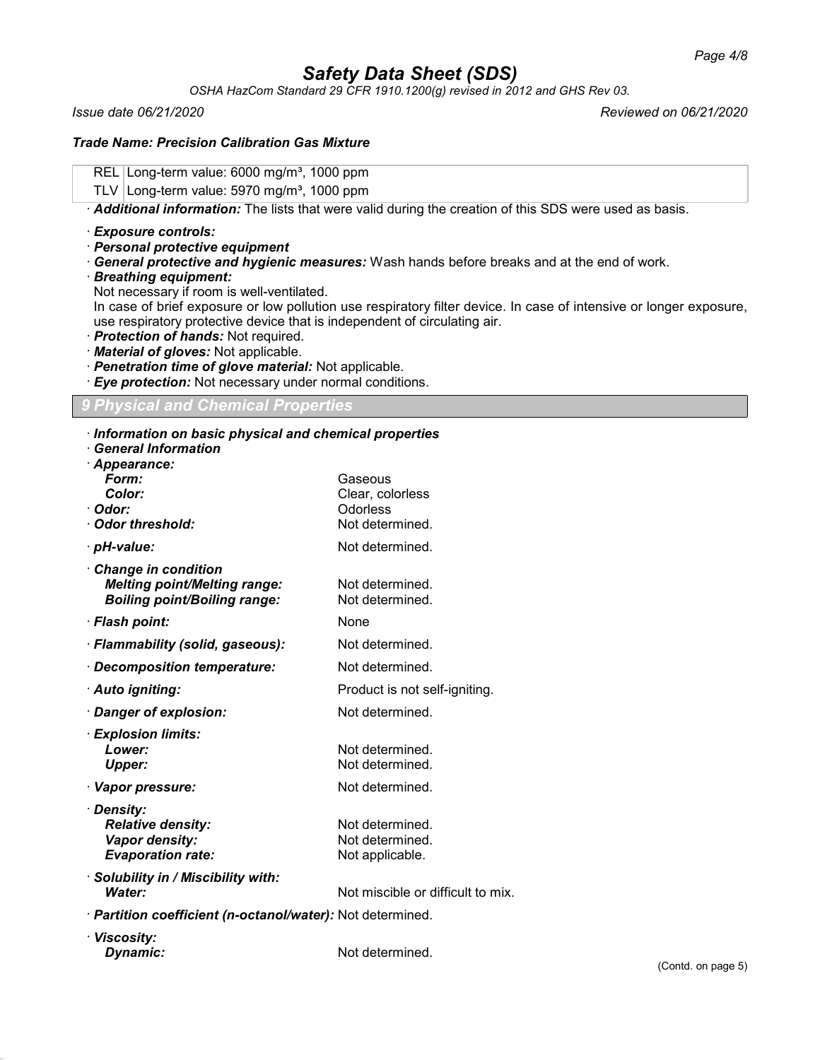| | |
|---|---|
| REL | Long-term value: 6000 mg/m³, 1000 ppm |
| TLV | Long-term value: 5970 mg/m³, 1000 ppm |

· **Additional information:** The lists that were valid during the creation of this SDS were used as basis.

· **Exposure controls:**
· **Personal protective equipment**
· **General protective and hygienic measures:** Wash hands before breaks and at the end of work.
· **Breathing equipment:**
Not necessary if room is well-ventilated.
In case of brief exposure or low pollution use respiratory filter device. In case of intensive or longer exposure, use respiratory protective device that is independent of circulating air.
· **Protection of hands:** Not required.
· **Material of gloves:** Not applicable.
· **Penetration time of glove material:** Not applicable.
· **Eye protection:** Not necessary under normal conditions.

## 9 Physical and Chemical Properties

· **Information on basic physical and chemical properties**
· **General Information**
· **Appearance:**

| | |
|---|---|
| ***Form:*** | Gaseous |
| ***Color:*** | Clear, colorless |
| · ***Odor:*** | Odorless |
| · ***Odor threshold:*** | Not determined. |
| · ***pH-value:*** | Not determined. |
| · ***Change in condition*** | |
| ***Melting point/Melting range:*** | Not determined. |
| ***Boiling point/Boiling range:*** | Not determined. |
| · ***Flash point:*** | None |
| · ***Flammability (solid, gaseous):*** | Not determined. |
| · ***Decomposition temperature:*** | Not determined. |
| · ***Auto igniting:*** | Product is not self-igniting. |
| · ***Danger of explosion:*** | Not determined. |
| · ***Explosion limits:*** | |
| ***Lower:*** | Not determined. |
| ***Upper:*** | Not determined. |
| · ***Vapor pressure:*** | Not determined. |
| · ***Density:*** | |
| ***Relative density:*** | Not determined. |
| ***Vapor density:*** | Not determined. |
| ***Evaporation rate:*** | Not applicable. |
| · ***Solubility in / Miscibility with:*** | |
| ***Water:*** | Not miscible or difficult to mix. |
| · ***Partition coefficient (n-octanol/water):*** | Not determined. |
| · ***Viscosity:*** | |
| ***Dynamic:*** | Not determined. |

(Contd. on page 5)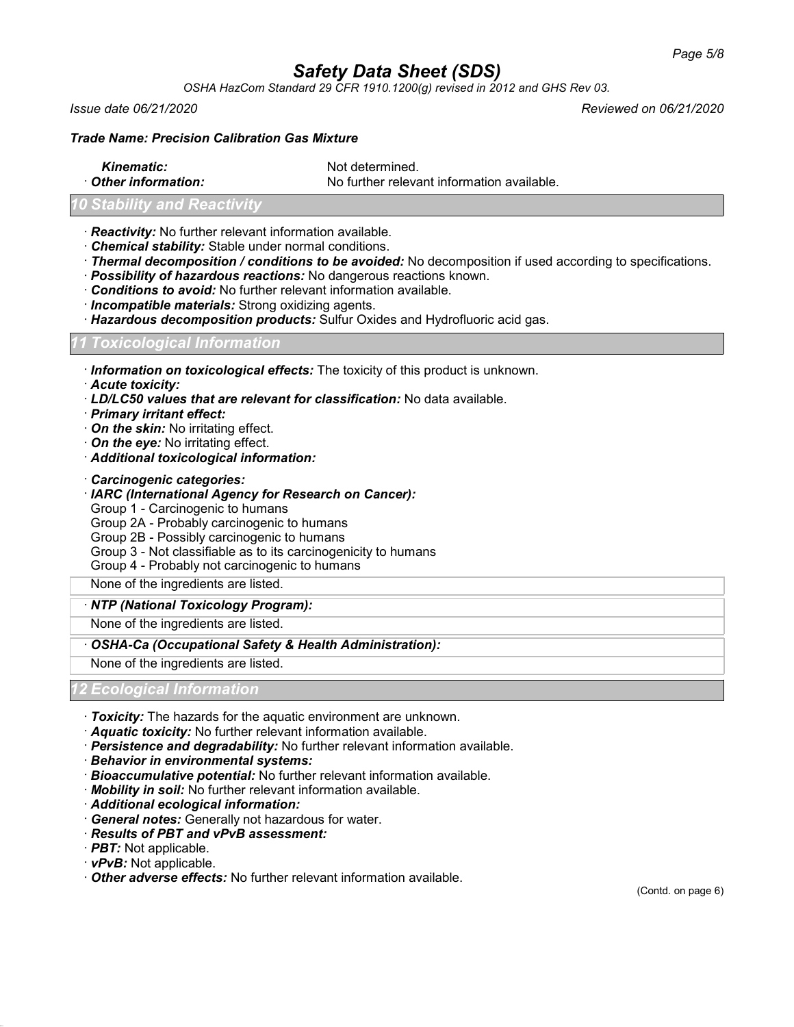*Trade Name: Precision Calibration Gas Mixture*

| | |
|---|---|
| ***Kinematic:*** | Not determined. |
| · ***Other information:*** | No further relevant information available. |

## *10 Stability and Reactivity*

· ***Reactivity:*** No further relevant information available.
· ***Chemical stability:*** Stable under normal conditions.
· ***Thermal decomposition / conditions to be avoided:*** No decomposition if used according to specifications.
· ***Possibility of hazardous reactions:*** No dangerous reactions known.
· ***Conditions to avoid:*** No further relevant information available.
· ***Incompatible materials:*** Strong oxidizing agents.
· ***Hazardous decomposition products:*** Sulfur Oxides and Hydrofluoric acid gas.

## *11 Toxicological Information*

· ***Information on toxicological effects:*** The toxicity of this product is unknown.
· ***Acute toxicity:***
· ***LD/LC50 values that are relevant for classification:*** No data available.
· ***Primary irritant effect:***
· ***On the skin:*** No irritating effect.
· ***On the eye:*** No irritating effect.
· ***Additional toxicological information:***

· ***Carcinogenic categories:***
· ***IARC (International Agency for Research on Cancer):***
Group 1 - Carcinogenic to humans
Group 2A - Probably carcinogenic to humans
Group 2B - Possibly carcinogenic to humans
Group 3 - Not classifiable as to its carcinogenicity to humans
Group 4 - Probably not carcinogenic to humans

None of the ingredients are listed.

· ***NTP (National Toxicology Program):***

None of the ingredients are listed.

· ***OSHA-Ca (Occupational Safety & Health Administration):***

None of the ingredients are listed.

## *12 Ecological Information*

· ***Toxicity:*** The hazards for the aquatic environment are unknown.
· ***Aquatic toxicity:*** No further relevant information available.
· ***Persistence and degradability:*** No further relevant information available.
· ***Behavior in environmental systems:***
· ***Bioaccumulative potential:*** No further relevant information available.
· ***Mobility in soil:*** No further relevant information available.
· ***Additional ecological information:***
· ***General notes:*** Generally not hazardous for water.
· ***Results of PBT and vPvB assessment:***
· ***PBT:*** Not applicable.
· ***vPvB:*** Not applicable.
· ***Other adverse effects:*** No further relevant information available.

(Contd. on page 6)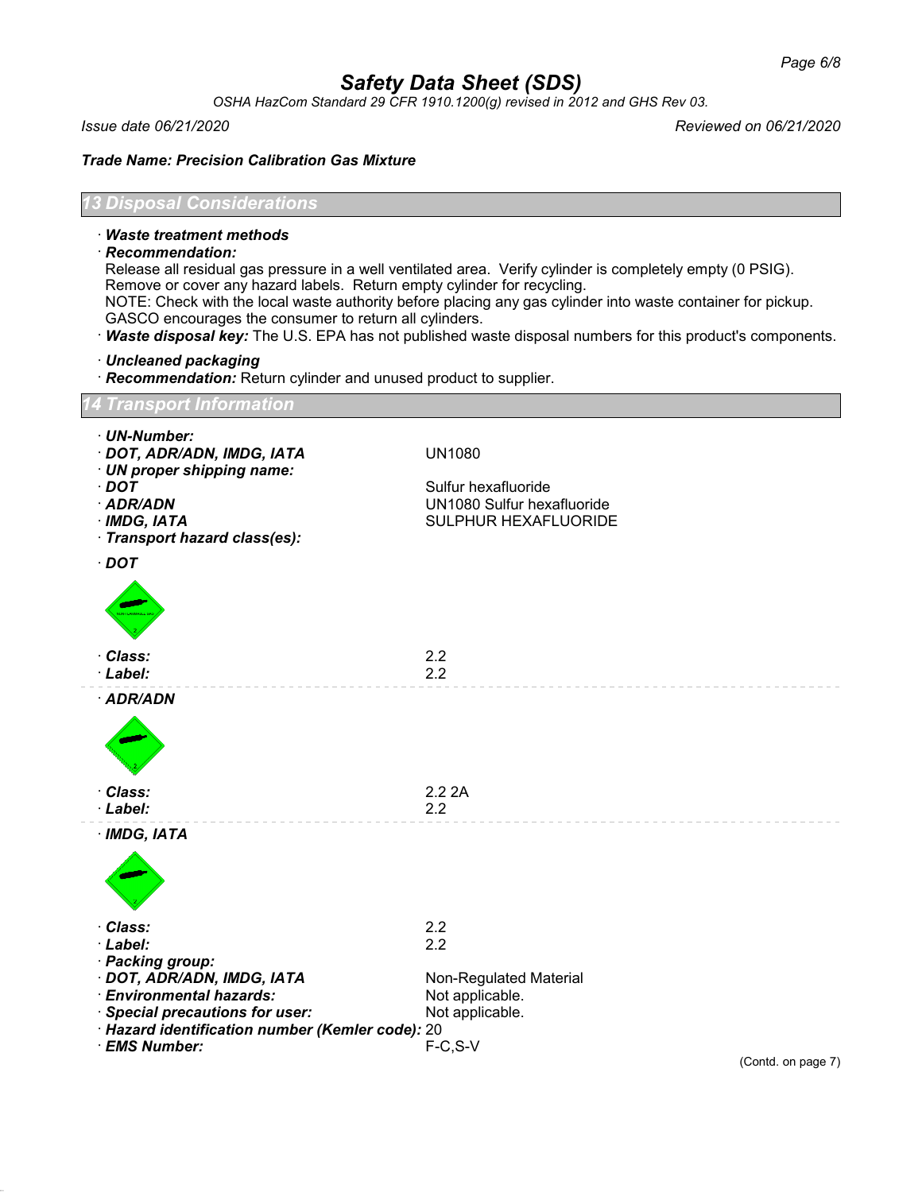# Safety Data Sheet (SDS)

*OSHA HazCom Standard 29 CFR 1910.1200(g) revised in 2012 and GHS Rev 03.*

*Issue date 06/21/2020* *Reviewed on 06/21/2020*

***Trade Name: Precision Calibration Gas Mixture***

## 13 Disposal Considerations

· ***Waste treatment methods***

· ***Recommendation:***
Release all residual gas pressure in a well ventilated area. Verify cylinder is completely empty (0 PSIG). Remove or cover any hazard labels. Return empty cylinder for recycling.
NOTE: Check with the local waste authority before placing any gas cylinder into waste container for pickup. GASCO encourages the consumer to return all cylinders.

· ***Waste disposal key:*** The U.S. EPA has not published waste disposal numbers for this product's components.

· ***Uncleaned packaging***

· ***Recommendation:*** Return cylinder and unused product to supplier.

## 14 Transport Information

· ***UN-Number:***
· ***DOT, ADR/ADN, IMDG, IATA*** UN1080

· ***UN proper shipping name:***
· ***DOT*** Sulfur hexafluoride
· ***ADR/ADN*** UN1080 Sulfur hexafluoride
· ***IMDG, IATA*** SULPHUR HEXAFLUORIDE

· ***Transport hazard class(es):***

· ***DOT***

· ***Class:*** 2.2
· ***Label:*** 2.2

· ***ADR/ADN***

· ***Class:*** 2.2 2A
· ***Label:*** 2.2

· ***IMDG, IATA***

· ***Class:*** 2.2
· ***Label:*** 2.2

· ***Packing group:***
· ***DOT, ADR/ADN, IMDG, IATA*** Non-Regulated Material
· ***Environmental hazards:*** Not applicable.
· ***Special precautions for user:*** Not applicable.
· ***Hazard identification number (Kemler code):*** 20
· ***EMS Number:*** F-C,S-V

(Contd. on page 7)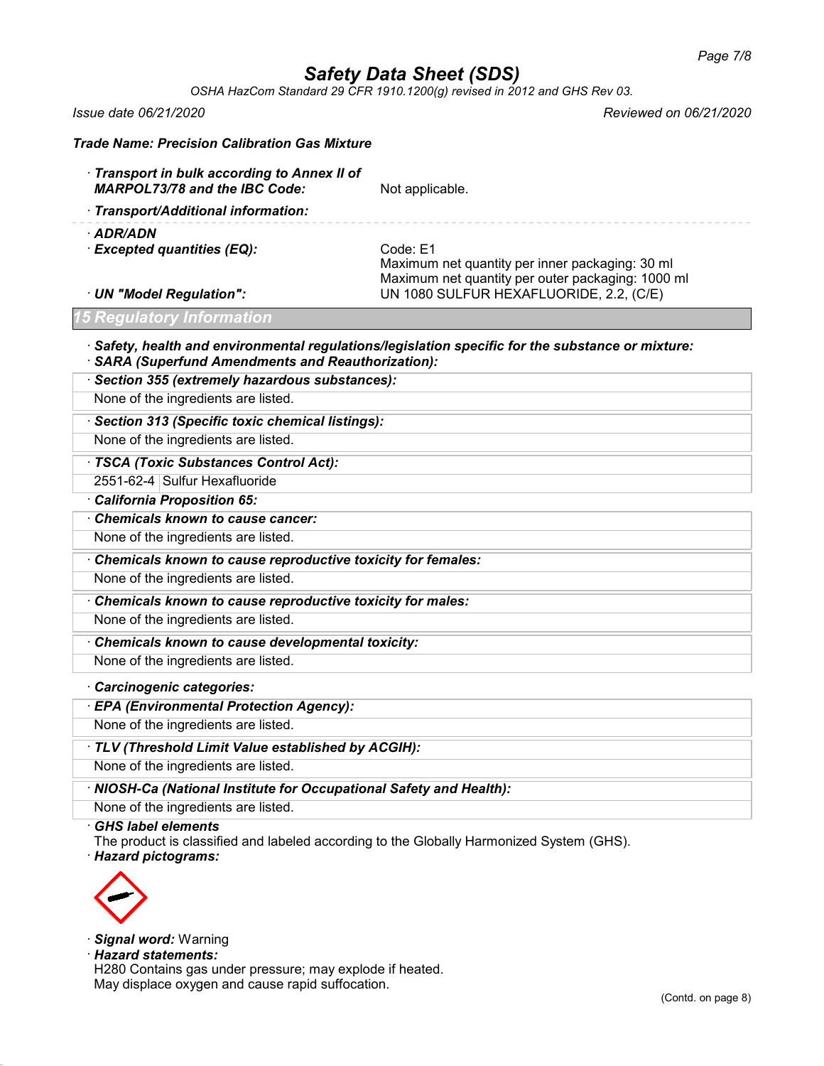Trade Name: Precision Calibration Gas Mixture

· **Transport in bulk according to Annex II of MARPOL73/78 and the IBC Code:** Not applicable.

· **Transport/Additional information:**

· **ADR/ADN**

· **Excepted quantities (EQ):** Code: E1
Maximum net quantity per inner packaging: 30 ml
Maximum net quantity per outer packaging: 1000 ml

· **UN "Model Regulation":** UN 1080 SULFUR HEXAFLUORIDE, 2.2, (C/E)

## 15 Regulatory Information

· **Safety, health and environmental regulations/legislation specific for the substance or mixture:**

· **SARA (Superfund Amendments and Reauthorization):**

· **Section 355 (extremely hazardous substances):**

None of the ingredients are listed.

· **Section 313 (Specific toxic chemical listings):**

None of the ingredients are listed.

· **TSCA (Toxic Substances Control Act):**

| | |
|---|---|
| 2551-62-4 | Sulfur Hexafluoride |

· **California Proposition 65:**

· **Chemicals known to cause cancer:**

None of the ingredients are listed.

· **Chemicals known to cause reproductive toxicity for females:**

None of the ingredients are listed.

· **Chemicals known to cause reproductive toxicity for males:**

None of the ingredients are listed.

· **Chemicals known to cause developmental toxicity:**

None of the ingredients are listed.

· **Carcinogenic categories:**

· **EPA (Environmental Protection Agency):**

None of the ingredients are listed.

· **TLV (Threshold Limit Value established by ACGIH):**

None of the ingredients are listed.

· **NIOSH-Ca (National Institute for Occupational Safety and Health):**

None of the ingredients are listed.

· **GHS label elements**

The product is classified and labeled according to the Globally Harmonized System (GHS).

· **Hazard pictograms:**

· **Signal word:** Warning

· **Hazard statements:**

H280 Contains gas under pressure; may explode if heated.
May displace oxygen and cause rapid suffocation.

(Contd. on page 8)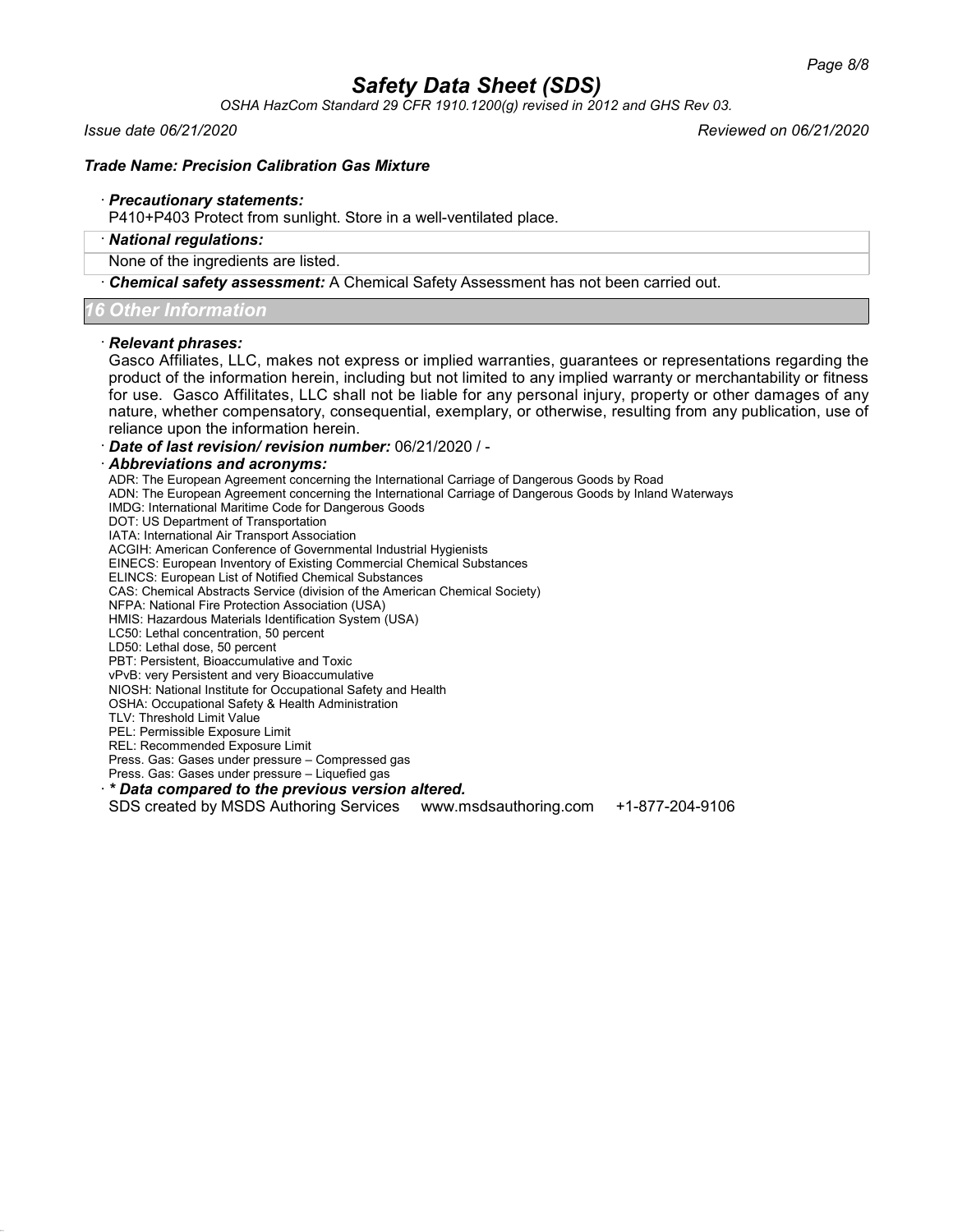# Safety Data Sheet (SDS)

*OSHA HazCom Standard 29 CFR 1910.1200(g) revised in 2012 and GHS Rev 03.*

*Issue date 06/21/2020* *Reviewed on 06/21/2020*

***Trade Name: Precision Calibration Gas Mixture***

· ***Precautionary statements:***
P410+P403 Protect from sunlight. Store in a well-ventilated place.

· ***National regulations:***
None of the ingredients are listed.

· ***Chemical safety assessment:*** A Chemical Safety Assessment has not been carried out.

## 16 Other Information

· ***Relevant phrases:***
Gasco Affiliates, LLC, makes not express or implied warranties, guarantees or representations regarding the product of the information herein, including but not limited to any implied warranty or merchantability or fitness for use. Gasco Affilitates, LLC shall not be liable for any personal injury, property or other damages of any nature, whether compensatory, consequential, exemplary, or otherwise, resulting from any publication, use of reliance upon the information herein.

· ***Date of last revision/ revision number:*** 06/21/2020 / -

· ***Abbreviations and acronyms:***
ADR: The European Agreement concerning the International Carriage of Dangerous Goods by Road
ADN: The European Agreement concerning the International Carriage of Dangerous Goods by Inland Waterways
IMDG: International Maritime Code for Dangerous Goods
DOT: US Department of Transportation
IATA: International Air Transport Association
ACGIH: American Conference of Governmental Industrial Hygienists
EINECS: European Inventory of Existing Commercial Chemical Substances
ELINCS: European List of Notified Chemical Substances
CAS: Chemical Abstracts Service (division of the American Chemical Society)
NFPA: National Fire Protection Association (USA)
HMIS: Hazardous Materials Identification System (USA)
LC50: Lethal concentration, 50 percent
LD50: Lethal dose, 50 percent
PBT: Persistent, Bioaccumulative and Toxic
vPvB: very Persistent and very Bioaccumulative
NIOSH: National Institute for Occupational Safety and Health
OSHA: Occupational Safety & Health Administration
TLV: Threshold Limit Value
PEL: Permissible Exposure Limit
REL: Recommended Exposure Limit
Press. Gas: Gases under pressure – Compressed gas
Press. Gas: Gases under pressure – Liquefied gas

· ***\* Data compared to the previous version altered.***
SDS created by MSDS Authoring Services www.msdsauthoring.com +1-877-204-9106